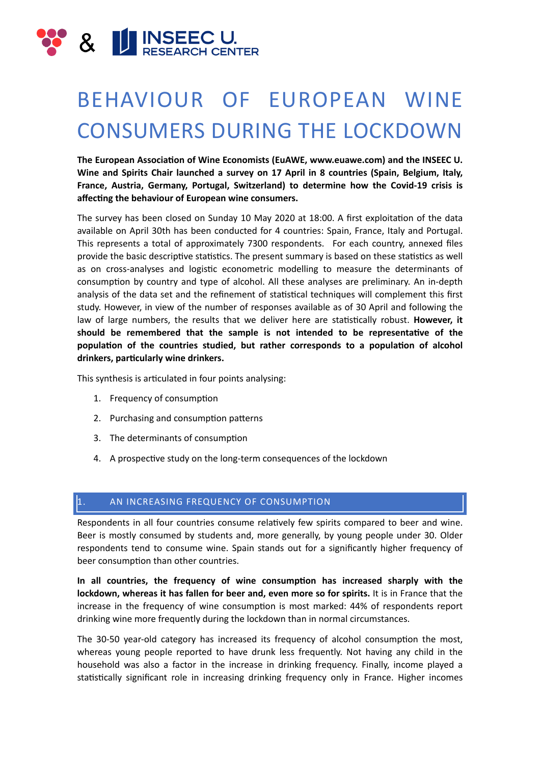# BEHAVIOUR OF EUROPEAN WINE CONSUMERS DURING THE LOCKDOWN

**The European Association of Wine Economists (EuAWE, www.euawe.com) and the INSEEC U. Wine and Spirits Chair launched a survey on 17 April in 8 countries (Spain, Belgium, Italy, France, Austria, Germany, Portugal, Switzerland) to determine how the Covid-19 crisis is affecting the behaviour of European wine consumers.**

The survey has been closed on Sunday 10 May 2020 at 18:00. A first exploitation of the data available on April 30th has been conducted for 4 countries: Spain, France, Italy and Portugal. This represents a total of approximately 7300 respondents. For each country, annexed files provide the basic descriptive statistics. The present summary is based on these statistics as well as on cross-analyses and logistic econometric modelling to measure the determinants of consumption by country and type of alcohol. All these analyses are preliminary. An in-depth analysis of the data set and the refinement of statistical techniques will complement this first study. However, in view of the number of responses available as of 30 April and following the law of large numbers, the results that we deliver here are statistically robust. **However, it should be remembered that the sample is not intended to be representative of the population of the countries studied, but rather corresponds to a population of alcohol drinkers, particularly wine drinkers.**

This synthesis is articulated in four points analysing:

1. Frequency of consumption
2. Purchasing and consumption patterns
3. The determinants of consumption
4. A prospective study on the long-term consequences of the lockdown

## 1. AN INCREASING FREQUENCY OF CONSUMPTION

Respondents in all four countries consume relatively few spirits compared to beer and wine. Beer is mostly consumed by students and, more generally, by young people under 30. Older respondents tend to consume wine. Spain stands out for a significantly higher frequency of beer consumption than other countries.

**In all countries, the frequency of wine consumption has increased sharply with the lockdown, whereas it has fallen for beer and, even more so for spirits.** It is in France that the increase in the frequency of wine consumption is most marked: 44% of respondents report drinking wine more frequently during the lockdown than in normal circumstances.

The 30-50 year-old category has increased its frequency of alcohol consumption the most, whereas young people reported to have drunk less frequently. Not having any child in the household was also a factor in the increase in drinking frequency. Finally, income played a statistically significant role in increasing drinking frequency only in France. Higher incomes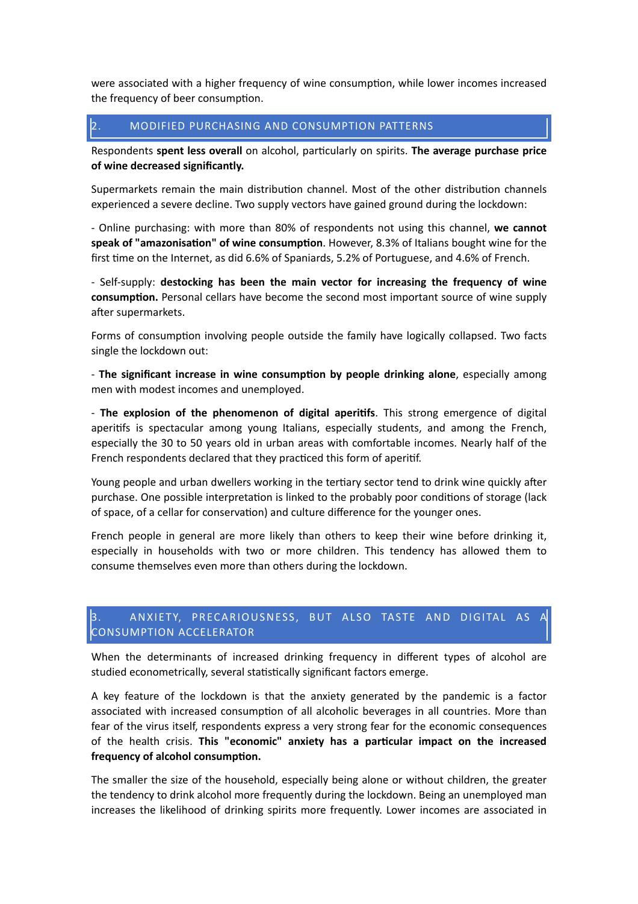were associated with a higher frequency of wine consumption, while lower incomes increased the frequency of beer consumption.

## 2. MODIFIED PURCHASING AND CONSUMPTION PATTERNS

Respondents **spent less overall** on alcohol, particularly on spirits. **The average purchase price of wine decreased significantly.**

Supermarkets remain the main distribution channel. Most of the other distribution channels experienced a severe decline. Two supply vectors have gained ground during the lockdown:

- Online purchasing: with more than 80% of respondents not using this channel, **we cannot speak of "amazonisation" of wine consumption**. However, 8.3% of Italians bought wine for the first time on the Internet, as did 6.6% of Spaniards, 5.2% of Portuguese, and 4.6% of French.

- Self-supply: **destocking has been the main vector for increasing the frequency of wine consumption.** Personal cellars have become the second most important source of wine supply after supermarkets.

Forms of consumption involving people outside the family have logically collapsed. Two facts single the lockdown out:

- **The significant increase in wine consumption by people drinking alone**, especially among men with modest incomes and unemployed.

- **The explosion of the phenomenon of digital aperitifs**. This strong emergence of digital aperitifs is spectacular among young Italians, especially students, and among the French, especially the 30 to 50 years old in urban areas with comfortable incomes. Nearly half of the French respondents declared that they practiced this form of aperitif.

Young people and urban dwellers working in the tertiary sector tend to drink wine quickly after purchase. One possible interpretation is linked to the probably poor conditions of storage (lack of space, of a cellar for conservation) and culture difference for the younger ones.

French people in general are more likely than others to keep their wine before drinking it, especially in households with two or more children. This tendency has allowed them to consume themselves even more than others during the lockdown.

## 3. ANXIETY, PRECARIOUSNESS, BUT ALSO TASTE AND DIGITAL AS A CONSUMPTION ACCELERATOR

When the determinants of increased drinking frequency in different types of alcohol are studied econometrically, several statistically significant factors emerge.

A key feature of the lockdown is that the anxiety generated by the pandemic is a factor associated with increased consumption of all alcoholic beverages in all countries. More than fear of the virus itself, respondents express a very strong fear for the economic consequences of the health crisis. **This "economic" anxiety has a particular impact on the increased frequency of alcohol consumption.**

The smaller the size of the household, especially being alone or without children, the greater the tendency to drink alcohol more frequently during the lockdown. Being an unemployed man increases the likelihood of drinking spirits more frequently. Lower incomes are associated in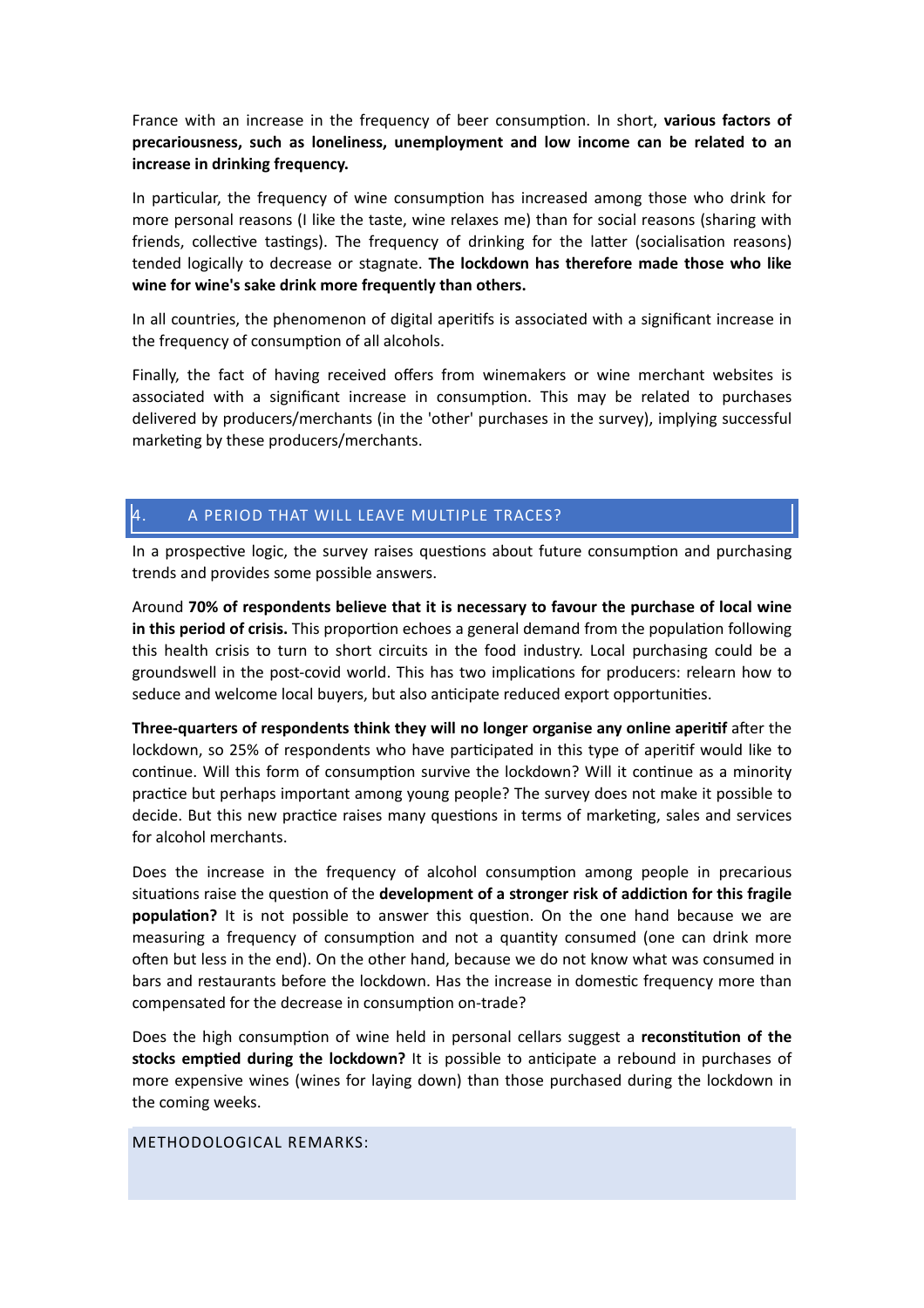France with an increase in the frequency of beer consumption. In short, **various factors of precariousness, such as loneliness, unemployment and low income can be related to an increase in drinking frequency.**

In particular, the frequency of wine consumption has increased among those who drink for more personal reasons (I like the taste, wine relaxes me) than for social reasons (sharing with friends, collective tastings). The frequency of drinking for the latter (socialisation reasons) tended logically to decrease or stagnate. **The lockdown has therefore made those who like wine for wine's sake drink more frequently than others.**

In all countries, the phenomenon of digital aperitifs is associated with a significant increase in the frequency of consumption of all alcohols.

Finally, the fact of having received offers from winemakers or wine merchant websites is associated with a significant increase in consumption. This may be related to purchases delivered by producers/merchants (in the 'other' purchases in the survey), implying successful marketing by these producers/merchants.

## 4. A PERIOD THAT WILL LEAVE MULTIPLE TRACES?

In a prospective logic, the survey raises questions about future consumption and purchasing trends and provides some possible answers.

Around **70% of respondents believe that it is necessary to favour the purchase of local wine in this period of crisis.** This proportion echoes a general demand from the population following this health crisis to turn to short circuits in the food industry. Local purchasing could be a groundswell in the post-covid world. This has two implications for producers: relearn how to seduce and welcome local buyers, but also anticipate reduced export opportunities.

**Three-quarters of respondents think they will no longer organise any online aperitif** after the lockdown, so 25% of respondents who have participated in this type of aperitif would like to continue. Will this form of consumption survive the lockdown? Will it continue as a minority practice but perhaps important among young people? The survey does not make it possible to decide. But this new practice raises many questions in terms of marketing, sales and services for alcohol merchants.

Does the increase in the frequency of alcohol consumption among people in precarious situations raise the question of the **development of a stronger risk of addiction for this fragile population?** It is not possible to answer this question. On the one hand because we are measuring a frequency of consumption and not a quantity consumed (one can drink more often but less in the end). On the other hand, because we do not know what was consumed in bars and restaurants before the lockdown. Has the increase in domestic frequency more than compensated for the decrease in consumption on-trade?

Does the high consumption of wine held in personal cellars suggest a **reconstitution of the stocks emptied during the lockdown?** It is possible to anticipate a rebound in purchases of more expensive wines (wines for laying down) than those purchased during the lockdown in the coming weeks.

METHODOLOGICAL REMARKS: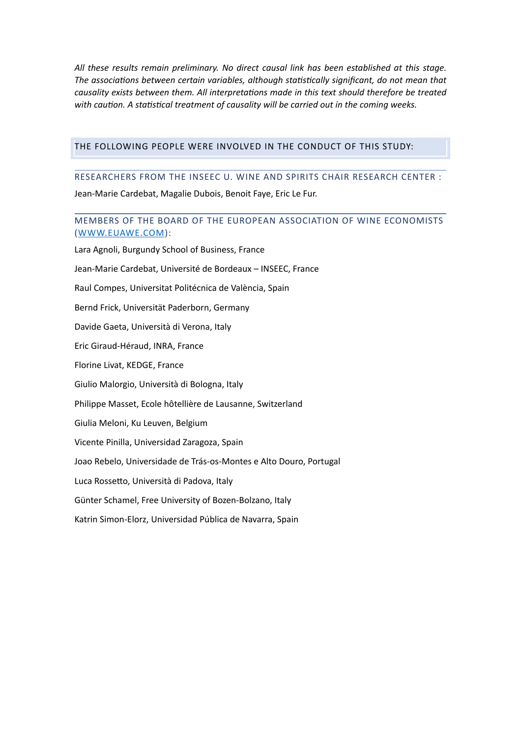*All these results remain preliminary. No direct causal link has been established at this stage. The associations between certain variables, although statistically significant, do not mean that causality exists between them. All interpretations made in this text should therefore be treated with caution. A statistical treatment of causality will be carried out in the coming weeks.*

## THE FOLLOWING PEOPLE WERE INVOLVED IN THE CONDUCT OF THIS STUDY:

### RESEARCHERS FROM THE INSEEC U. WINE AND SPIRITS CHAIR RESEARCH CENTER :

Jean-Marie Cardebat, Magalie Dubois, Benoit Faye, Eric Le Fur.

### MEMBERS OF THE BOARD OF THE EUROPEAN ASSOCIATION OF WINE ECONOMISTS (WWW.EUAWE.COM):

Lara Agnoli, Burgundy School of Business, France

Jean-Marie Cardebat, Université de Bordeaux – INSEEC, France

Raul Compes, Universitat Politécnica de València, Spain

Bernd Frick, Universität Paderborn, Germany

Davide Gaeta, Università di Verona, Italy

Eric Giraud-Héraud, INRA, France

Florine Livat, KEDGE, France

Giulio Malorgio, Università di Bologna, Italy

Philippe Masset, Ecole hôtellière de Lausanne, Switzerland

Giulia Meloni, Ku Leuven, Belgium

Vicente Pinilla, Universidad Zaragoza, Spain

Joao Rebelo, Universidade de Trás-os-Montes e Alto Douro, Portugal

Luca Rossetto, Università di Padova, Italy

Günter Schamel, Free University of Bozen-Bolzano, Italy

Katrin Simon-Elorz, Universidad Pública de Navarra, Spain